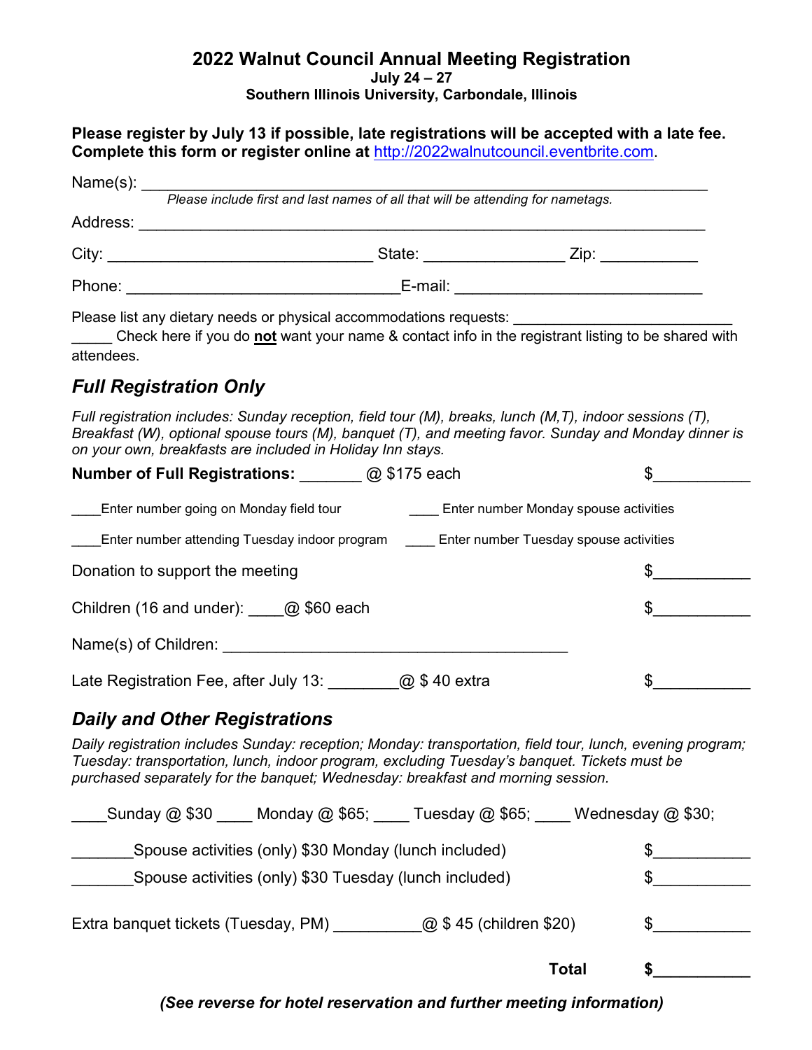# 2022 Walnut Council Annual Meeting Registration

**July 24 – 27**

**Southern Illinois University, Carbondale, Illinois**

**Please register by July 13 if possible, late registrations will be accepted with a late fee. Complete this form or register online at** [http://2022walnutcouncil.eventbrite.com](http://2022walnutcouncil.eventbrite.com).

Name(s): ______________________________________________________________

*Please include first and last names of all that will be attending for nametags.*

Address: ______________________________________________________________

City: ______________________________ State: _______________ Zip: ___________

Phone: ______________________________ E-mail: ____________________________

Please list any dietary needs or physical accommodations requests: __________________________

_____ Check here if you do **not** want your name & contact info in the registrant listing to be shared with attendees.

## *Full Registration Only*

*Full registration includes: Sunday reception, field tour (M), breaks, lunch (M,T), indoor sessions (T), Breakfast (W), optional spouse tours (M), banquet (T), and meeting favor. Sunday and Monday dinner is on your own, breakfasts are included in Holiday Inn stays.*

**Number of Full Registrations:** _______ @ $175 each $___________

____Enter number going on Monday field tour ____ Enter number Monday spouse activities

____Enter number attending Tuesday indoor program ____ Enter number Tuesday spouse activities

Donation to support the meeting $___________

Children (16 and under): ____@ $60 each $___________

Name(s) of Children: ______________________________________

Late Registration Fee, after July 13: ________@ $ 40 extra $___________

## *Daily and Other Registrations*

*Daily registration includes Sunday: reception; Monday: transportation, field tour, lunch, evening program; Tuesday: transportation, lunch, indoor program, excluding Tuesday's banquet. Tickets must be purchased separately for the banquet; Wednesday: breakfast and morning session.*

____Sunday @ $30 ____ Monday @ $65; ____ Tuesday @ $65; ____ Wednesday @ $30;

_______Spouse activities (only) $30 Monday (lunch included) $___________

_______Spouse activities (only) $30 Tuesday (lunch included) $___________

Extra banquet tickets (Tuesday, PM) __________@ $ 45 (children $20) $___________

**Total** **$___________**

***(See reverse for hotel reservation and further meeting information)***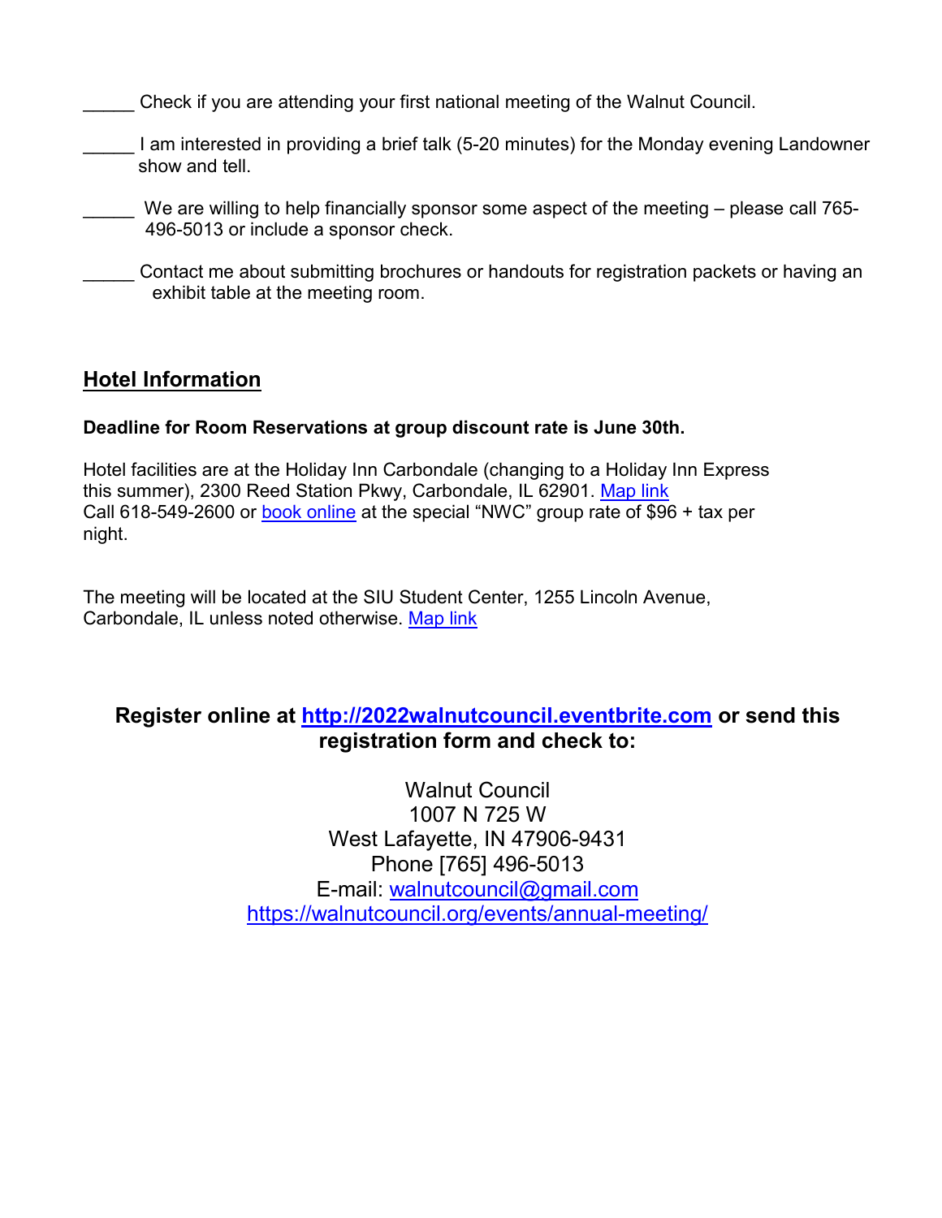_____ Check if you are attending your first national meeting of the Walnut Council.

_____ I am interested in providing a brief talk (5-20 minutes) for the Monday evening Landowner show and tell.

_____ We are willing to help financially sponsor some aspect of the meeting – please call 765-496-5013 or include a sponsor check.

_____ Contact me about submitting brochures or handouts for registration packets or having an exhibit table at the meeting room.

## Hotel Information

**Deadline for Room Reservations at group discount rate is June 30th.**

Hotel facilities are at the Holiday Inn Carbondale (changing to a Holiday Inn Express this summer), 2300 Reed Station Pkwy, Carbondale, IL 62901. Map link
Call 618-549-2600 or book online at the special "NWC" group rate of $96 + tax per night.

The meeting will be located at the SIU Student Center, 1255 Lincoln Avenue, Carbondale, IL unless noted otherwise. Map link

**Register online at http://2022walnutcouncil.eventbrite.com or send this registration form and check to:**

Walnut Council
1007 N 725 W
West Lafayette, IN 47906-9431
Phone [765] 496-5013
E-mail: walnutcouncil@gmail.com
https://walnutcouncil.org/events/annual-meeting/